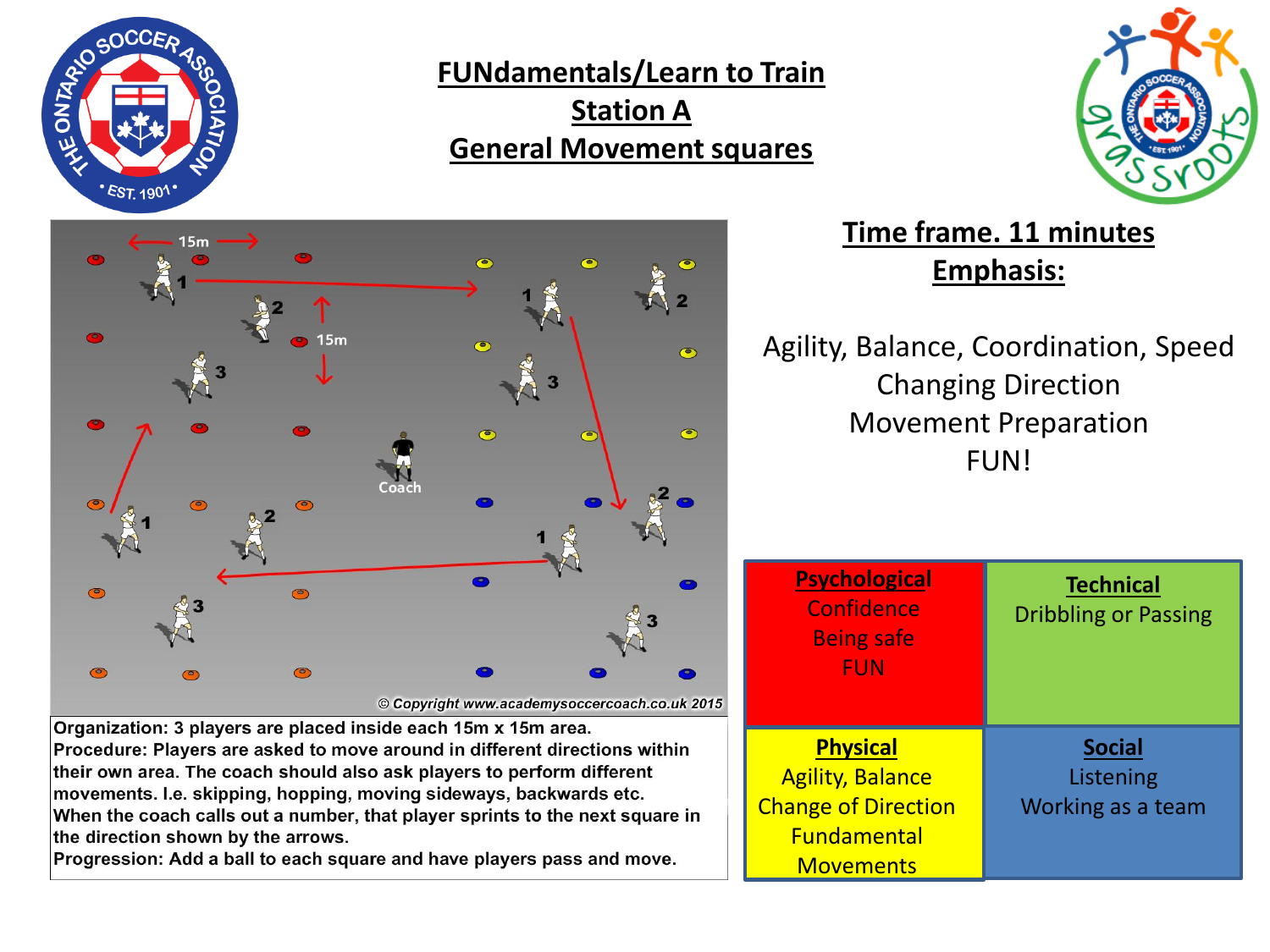# FUNdamentals/Learn to Train

## Station A

## General Movement squares

**Organization:** 3 players are placed inside each 15m x 15m area.

**Procedure:** Players are asked to move around in different directions within their own area. The coach should also ask players to perform different movements. I.e. skipping, hopping, moving sideways, backwards etc.

When the coach calls out a number, that player sprints to the next square in the direction shown by the arrows.

**Progression:** Add a ball to each square and have players pass and move.

## Time frame. 11 minutes

## Emphasis:

Agility, Balance, Coordination, Speed

Changing Direction

Movement Preparation

FUN!

| Psychological | Technical |
|---|---|
| Confidence<br>Being safe<br>FUN | Dribbling or Passing |
| **Physical** | **Social** |
| Agility, Balance<br>Change of Direction<br>Fundamental Movements | Listening<br>Working as a team |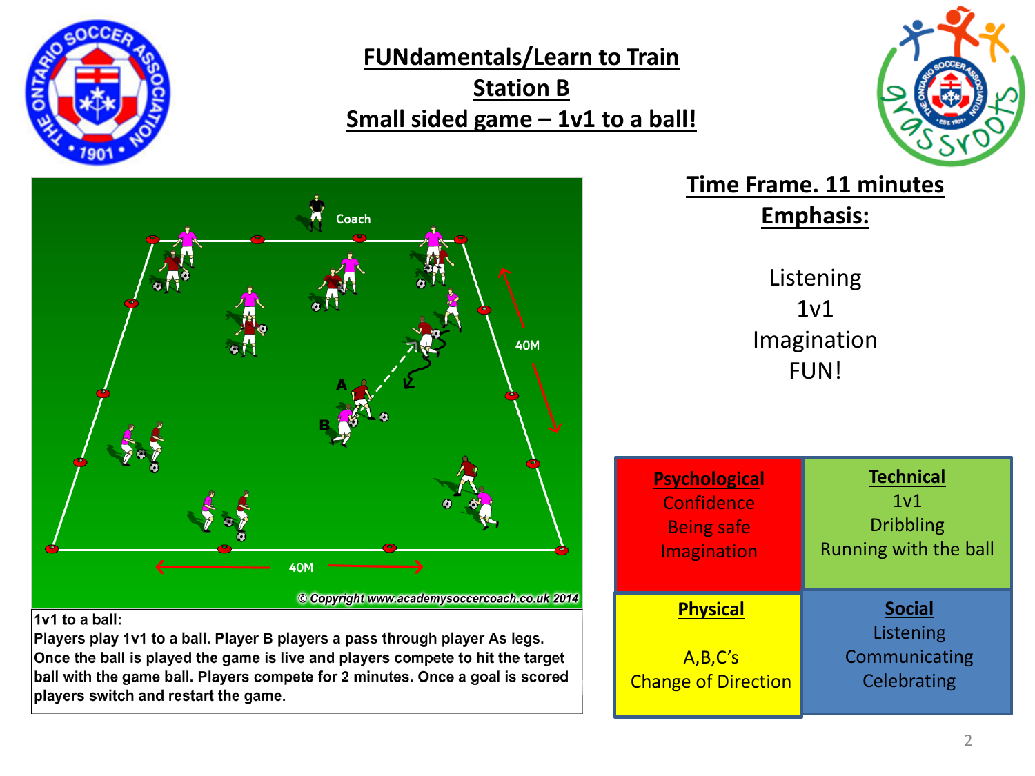# FUNdamentals/Learn to Train
## Station B
## Small sided game – 1v1 to a ball!

**1v1 to a ball:**
**Players play 1v1 to a ball. Player B players a pass through player As legs. Once the ball is played the game is live and players compete to hit the target ball with the game ball. Players compete for 2 minutes. Once a goal is scored players switch and restart the game.**

## Time Frame. 11 minutes
## Emphasis:

Listening
1v1
Imagination
FUN!

| **Psychological** | **Technical** |
|---|---|
| Confidence<br>Being safe<br>Imagination | 1v1<br>Dribbling<br>Running with the ball |
| **Physical** | **Social** |
| A,B,C's<br>Change of Direction | Listening<br>Communicating<br>Celebrating |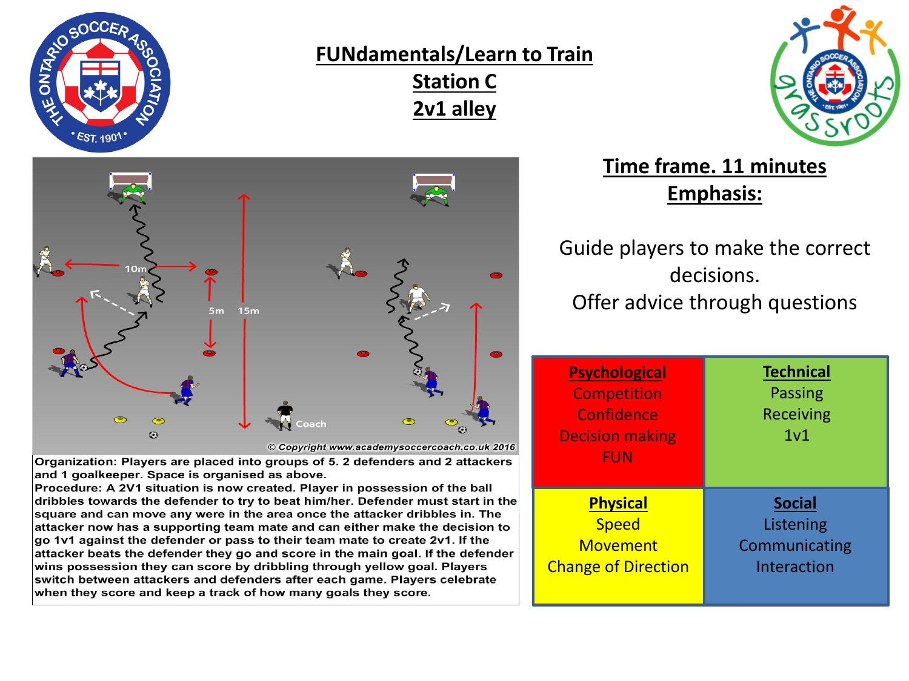# FUNdamentals/Learn to Train

## Station C

## 2v1 alley

**Organization:** Players are placed into groups of 5. 2 defenders and 2 attackers and 1 goalkeeper. Space is organised as above.

**Procedure:** A 2V1 situation is now created. Player in possession of the ball dribbles towards the defender to try to beat him/her. Defender must start in the square and can move any were in the area once the attacker dribbles in. The attacker now has a supporting team mate and can either make the decision to go 1v1 against the defender or pass to their team mate to create 2v1. If the attacker beats the defender they go and score in the main goal. If the defender wins possession they can score by dribbling through yellow goal. Players switch between attackers and defenders after each game. Players celebrate when they score and keep a track of how many goals they score.

## Time frame. 11 minutes

## Emphasis:

Guide players to make the correct decisions.
Offer advice through questions

| **Psychological** | **Technical** |
|---|---|
| Competition<br>Confidence<br>Decision making<br>FUN | Passing<br>Receiving<br>1v1 |
| **Physical** | **Social** |
| Speed<br>Movement<br>Change of Direction | Listening<br>Communicating<br>Interaction |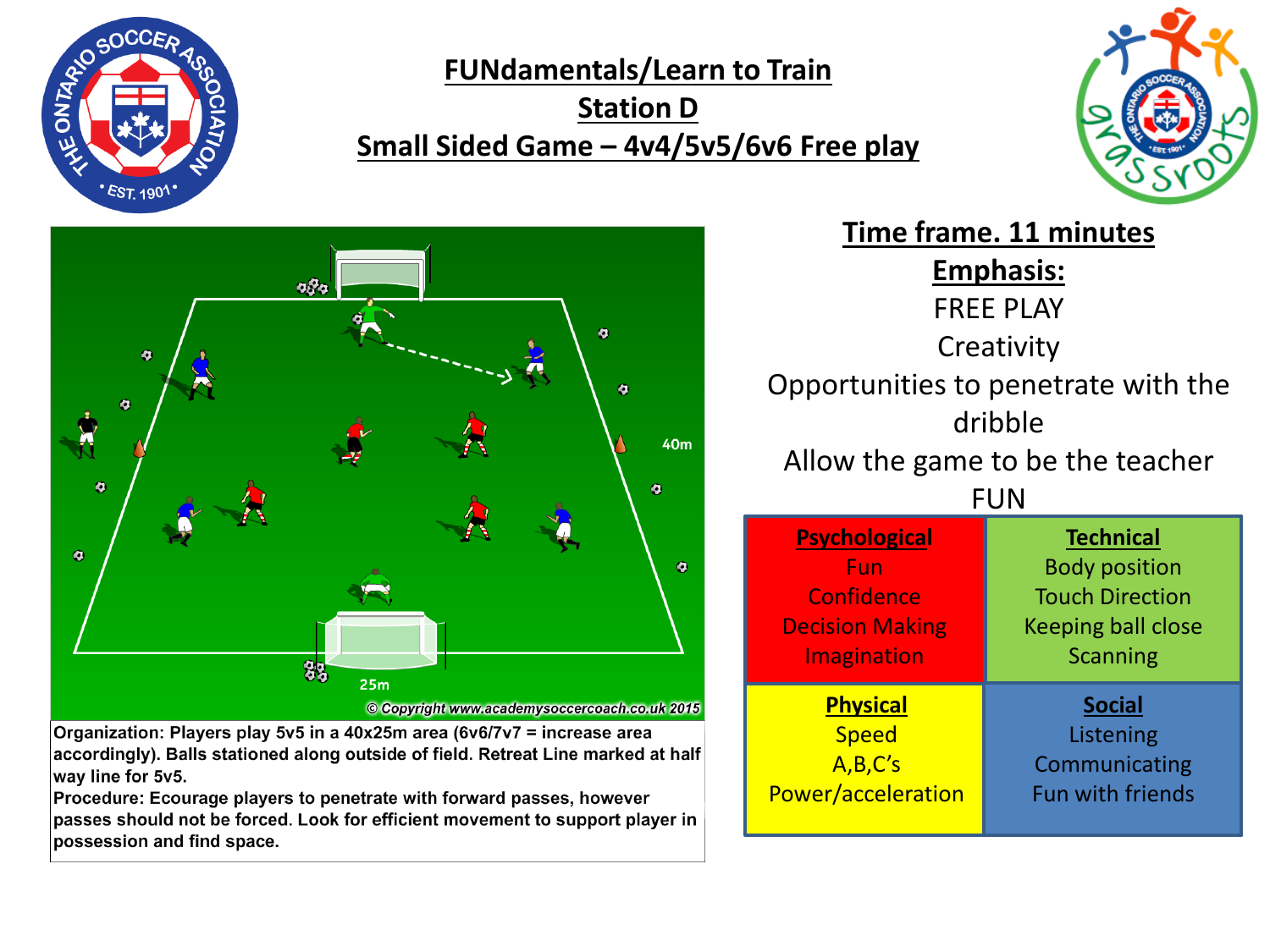# FUNdamentals/Learn to Train

## Station D

## Small Sided Game – 4v4/5v5/6v6 Free play

40m

25m

© Copyright www.academysoccercoach.co.uk 2015

**Organization: Players play 5v5 in a 40x25m area (6v6/7v7 = increase area accordingly). Balls stationed along outside of field. Retreat Line marked at half way line for 5v5.**

**Procedure: Ecourage players to penetrate with forward passes, however passes should not be forced. Look for efficient movement to support player in possession and find space.**

## Time frame. 11 minutes

## Emphasis:

FREE PLAY

Creativity

Opportunities to penetrate with the dribble

Allow the game to be the teacher

FUN

| **Psychological** | **Technical** |
| --- | --- |
| Fun<br>Confidence<br>Decision Making<br>Imagination | Body position<br>Touch Direction<br>Keeping ball close<br>Scanning |
| **Physical** | **Social** |
| Speed<br>A,B,C's<br>Power/acceleration | Listening<br>Communicating<br>Fun with friends |